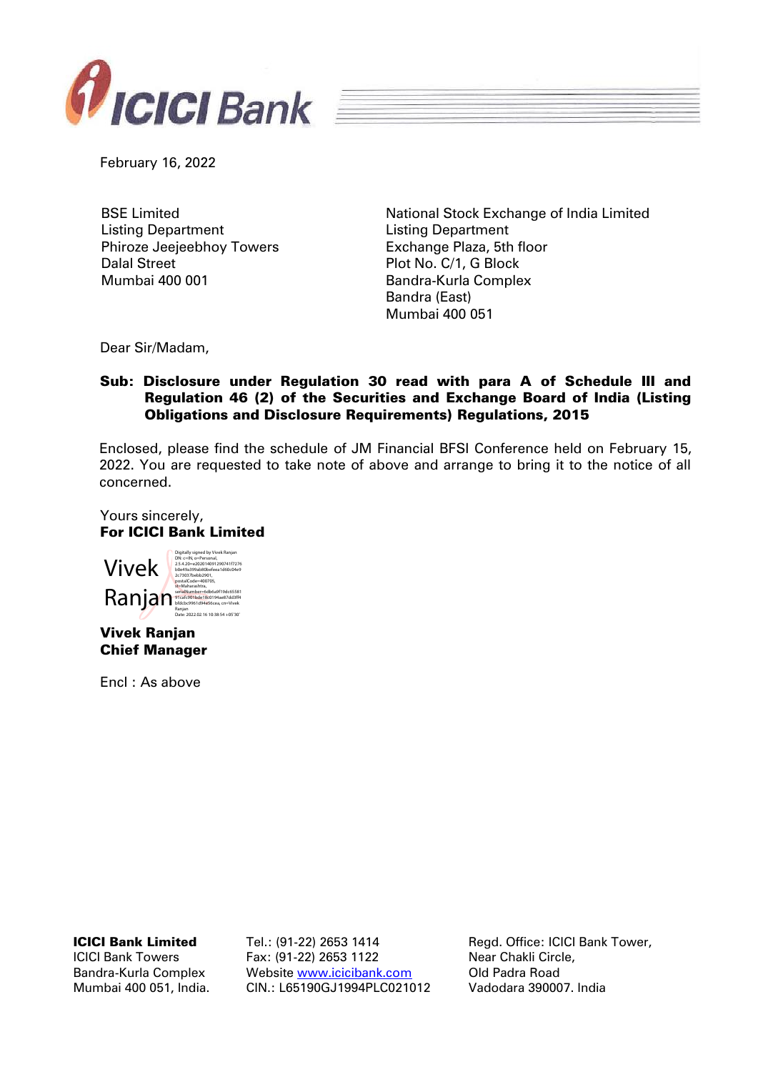February 16, 2022

BSE Limited
Listing Department
Phiroze Jeejeebhoy Towers
Dalal Street
Mumbai 400 001

National Stock Exchange of India Limited
Listing Department
Exchange Plaza, 5th floor
Plot No. C/1, G Block
Bandra-Kurla Complex
Bandra (East)
Mumbai 400 051

Dear Sir/Madam,

**Sub: Disclosure under Regulation 30 read with para A of Schedule III and Regulation 46 (2) of the Securities and Exchange Board of India (Listing Obligations and Disclosure Requirements) Regulations, 2015**

Enclosed, please find the schedule of JM Financial BFSI Conference held on February 15, 2022. You are requested to take note of above and arrange to bring it to the notice of all concerned.

Yours sincerely,
**For ICICI Bank Limited**

Vivek Ranjan

Digitally signed by Vivek Ranjan
Date: 2022.02.16 10:38:54 +05'30'

**Vivek Ranjan**
**Chief Manager**

Encl : As above

**ICICI Bank Limited**
ICICI Bank Towers
Bandra-Kurla Complex
Mumbai 400 051, India.

Tel.: (91-22) 2653 1414
Fax: (91-22) 2653 1122
Website www.icicibank.com
CIN.: L65190GJ1994PLC021012

Regd. Office: ICICI Bank Tower,
Near Chakli Circle,
Old Padra Road
Vadodara 390007. India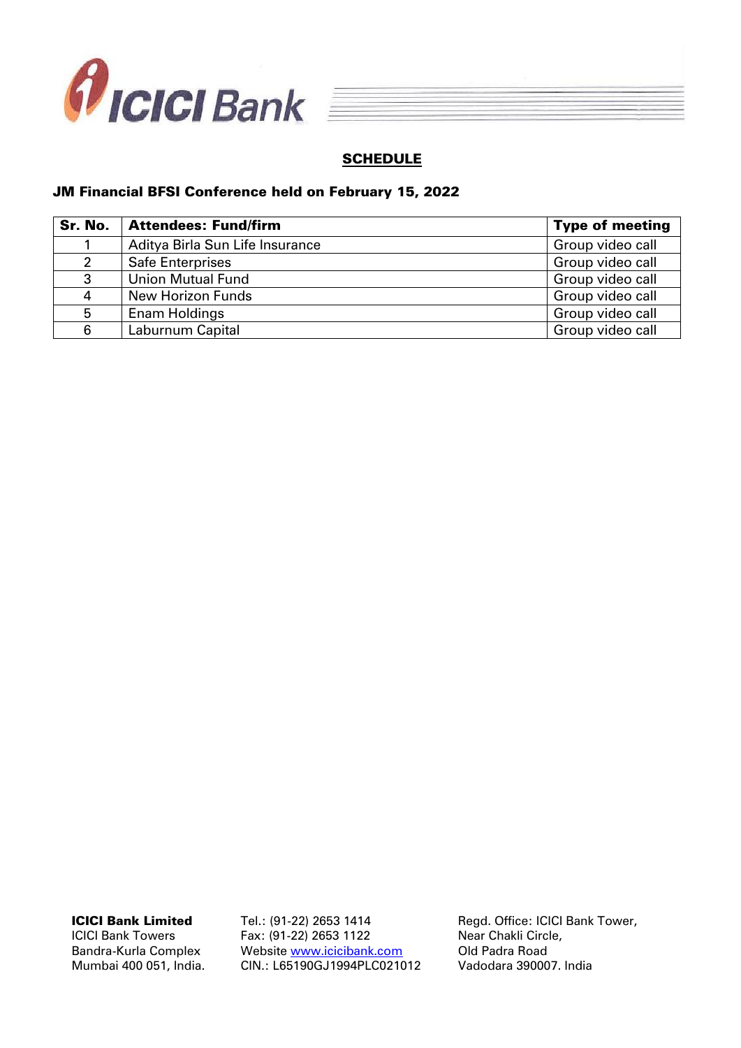## SCHEDULE

**JM Financial BFSI Conference held on February 15, 2022**

| Sr. No. | Attendees: Fund/firm | Type of meeting |
|---|---|---|
| 1 | Aditya Birla Sun Life Insurance | Group video call |
| 2 | Safe Enterprises | Group video call |
| 3 | Union Mutual Fund | Group video call |
| 4 | New Horizon Funds | Group video call |
| 5 | Enam Holdings | Group video call |
| 6 | Laburnum Capital | Group video call |

**ICICI Bank Limited**
ICICI Bank Towers
Bandra-Kurla Complex
Mumbai 400 051, India.

Tel.: (91-22) 2653 1414
Fax: (91-22) 2653 1122
Website www.icicibank.com
CIN.: L65190GJ1994PLC021012

Regd. Office: ICICI Bank Tower,
Near Chakli Circle,
Old Padra Road
Vadodara 390007. India